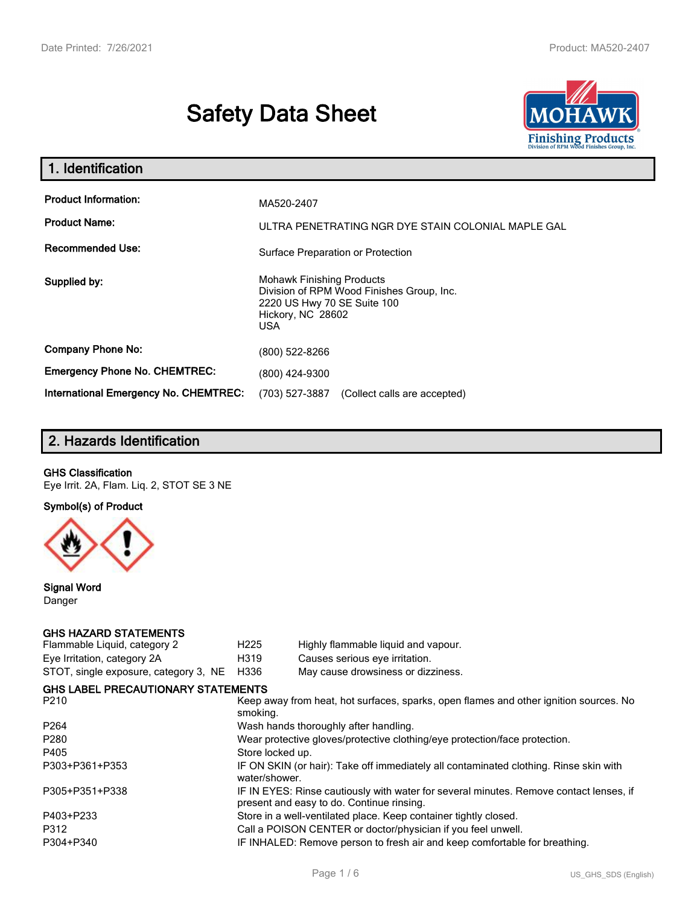# Safety Data Sheet

## 1. Identification

| | |
|---|---|
| **Product Information:** | MA520-2407 |
| **Product Name:** | ULTRA PENETRATING NGR DYE STAIN COLONIAL MAPLE GAL |
| **Recommended Use:** | Surface Preparation or Protection |
| **Supplied by:** | Mohawk Finishing Products<br>Division of RPM Wood Finishes Group, Inc.<br>2220 US Hwy 70 SE Suite 100<br>Hickory, NC 28602<br>USA |
| **Company Phone No:** | (800) 522-8266 |
| **Emergency Phone No. CHEMTREC:** | (800) 424-9300 |
| **International Emergency No. CHEMTREC:** | (703) 527-3887 (Collect calls are accepted) |

## 2. Hazards Identification

**GHS Classification**

Eye Irrit. 2A, Flam. Liq. 2, STOT SE 3 NE

**Symbol(s) of Product**

**Signal Word**

Danger

**GHS HAZARD STATEMENTS**

| | | |
|---|---|---|
| Flammable Liquid, category 2 | H225 | Highly flammable liquid and vapour. |
| Eye Irritation, category 2A | H319 | Causes serious eye irritation. |
| STOT, single exposure, category 3, NE | H336 | May cause drowsiness or dizziness. |

**GHS LABEL PRECAUTIONARY STATEMENTS**

| | |
|---|---|
| P210 | Keep away from heat, hot surfaces, sparks, open flames and other ignition sources. No smoking. |
| P264 | Wash hands thoroughly after handling. |
| P280 | Wear protective gloves/protective clothing/eye protection/face protection. |
| P405 | Store locked up. |
| P303+P361+P353 | IF ON SKIN (or hair): Take off immediately all contaminated clothing. Rinse skin with water/shower. |
| P305+P351+P338 | IF IN EYES: Rinse cautiously with water for several minutes. Remove contact lenses, if present and easy to do. Continue rinsing. |
| P403+P233 | Store in a well-ventilated place. Keep container tightly closed. |
| P312 | Call a POISON CENTER or doctor/physician if you feel unwell. |
| P304+P340 | IF INHALED: Remove person to fresh air and keep comfortable for breathing. |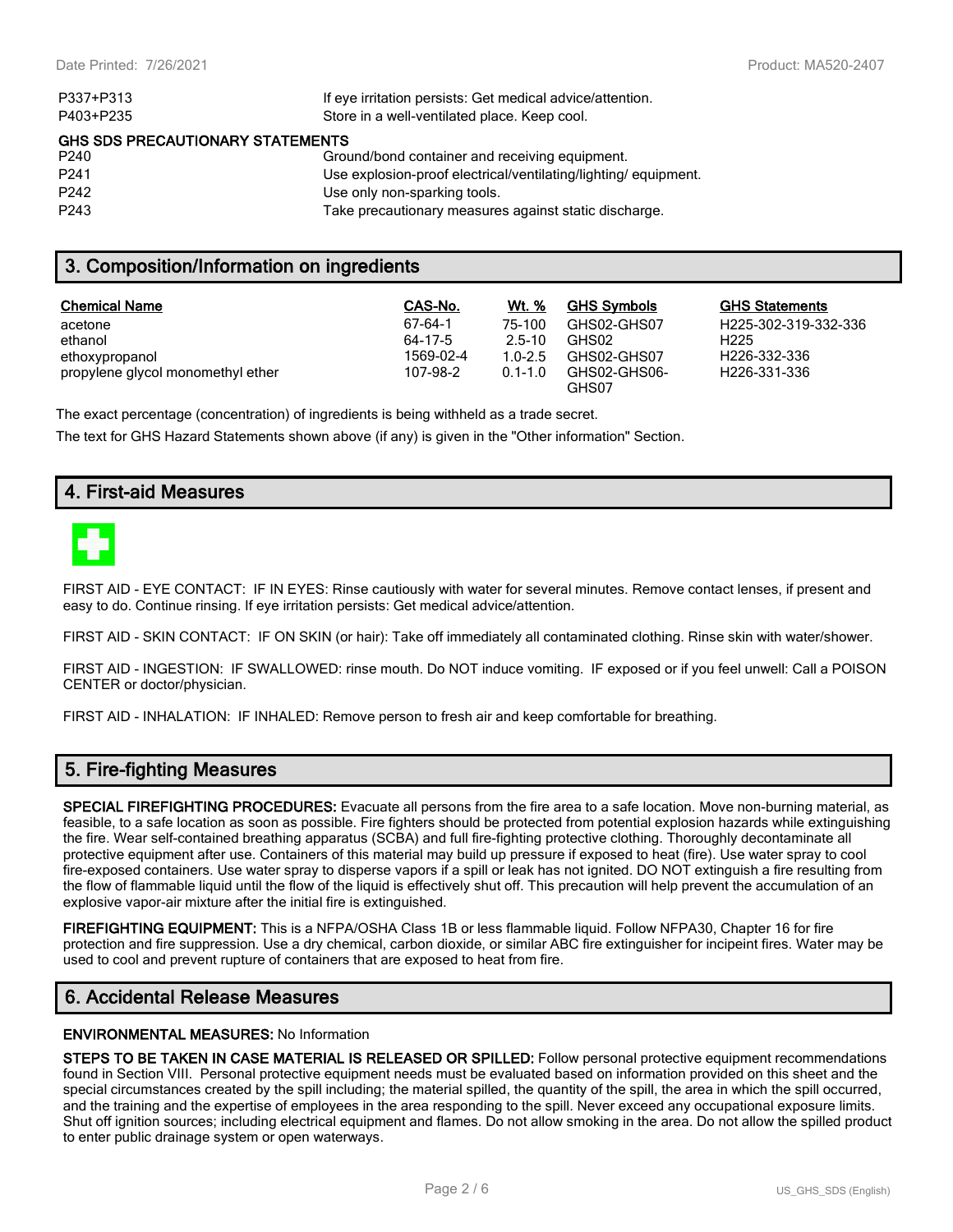| | |
|---|---|
| P337+P313 | If eye irritation persists: Get medical advice/attention. |
| P403+P235 | Store in a well-ventilated place. Keep cool. |

**GHS SDS PRECAUTIONARY STATEMENTS**

| | |
|---|---|
| P240 | Ground/bond container and receiving equipment. |
| P241 | Use explosion-proof electrical/ventilating/lighting/ equipment. |
| P242 | Use only non-sparking tools. |
| P243 | Take precautionary measures against static discharge. |

## 3. Composition/Information on ingredients

| Chemical Name | CAS-No. | Wt. % | GHS Symbols | GHS Statements |
|---|---|---|---|---|
| acetone | 67-64-1 | 75-100 | GHS02-GHS07 | H225-302-319-332-336 |
| ethanol | 64-17-5 | 2.5-10 | GHS02 | H225 |
| ethoxypropanol | 1569-02-4 | 1.0-2.5 | GHS02-GHS07 | H226-332-336 |
| propylene glycol monomethyl ether | 107-98-2 | 0.1-1.0 | GHS02-GHS06-GHS07 | H226-331-336 |

The exact percentage (concentration) of ingredients is being withheld as a trade secret.

The text for GHS Hazard Statements shown above (if any) is given in the "Other information" Section.

## 4. First-aid Measures

FIRST AID - EYE CONTACT: IF IN EYES: Rinse cautiously with water for several minutes. Remove contact lenses, if present and easy to do. Continue rinsing. If eye irritation persists: Get medical advice/attention.

FIRST AID - SKIN CONTACT: IF ON SKIN (or hair): Take off immediately all contaminated clothing. Rinse skin with water/shower.

FIRST AID - INGESTION: IF SWALLOWED: rinse mouth. Do NOT induce vomiting. IF exposed or if you feel unwell: Call a POISON CENTER or doctor/physician.

FIRST AID - INHALATION: IF INHALED: Remove person to fresh air and keep comfortable for breathing.

## 5. Fire-fighting Measures

**SPECIAL FIREFIGHTING PROCEDURES:** Evacuate all persons from the fire area to a safe location. Move non-burning material, as feasible, to a safe location as soon as possible. Fire fighters should be protected from potential explosion hazards while extinguishing the fire. Wear self-contained breathing apparatus (SCBA) and full fire-fighting protective clothing. Thoroughly decontaminate all protective equipment after use. Containers of this material may build up pressure if exposed to heat (fire). Use water spray to cool fire-exposed containers. Use water spray to disperse vapors if a spill or leak has not ignited. DO NOT extinguish a fire resulting from the flow of flammable liquid until the flow of the liquid is effectively shut off. This precaution will help prevent the accumulation of an explosive vapor-air mixture after the initial fire is extinguished.

**FIREFIGHTING EQUIPMENT:** This is a NFPA/OSHA Class 1B or less flammable liquid. Follow NFPA30, Chapter 16 for fire protection and fire suppression. Use a dry chemical, carbon dioxide, or similar ABC fire extinguisher for incipeint fires. Water may be used to cool and prevent rupture of containers that are exposed to heat from fire.

## 6. Accidental Release Measures

**ENVIRONMENTAL MEASURES:** No Information

**STEPS TO BE TAKEN IN CASE MATERIAL IS RELEASED OR SPILLED:** Follow personal protective equipment recommendations found in Section VIII. Personal protective equipment needs must be evaluated based on information provided on this sheet and the special circumstances created by the spill including; the material spilled, the quantity of the spill, the area in which the spill occurred, and the training and the expertise of employees in the area responding to the spill. Never exceed any occupational exposure limits. Shut off ignition sources; including electrical equipment and flames. Do not allow smoking in the area. Do not allow the spilled product to enter public drainage system or open waterways.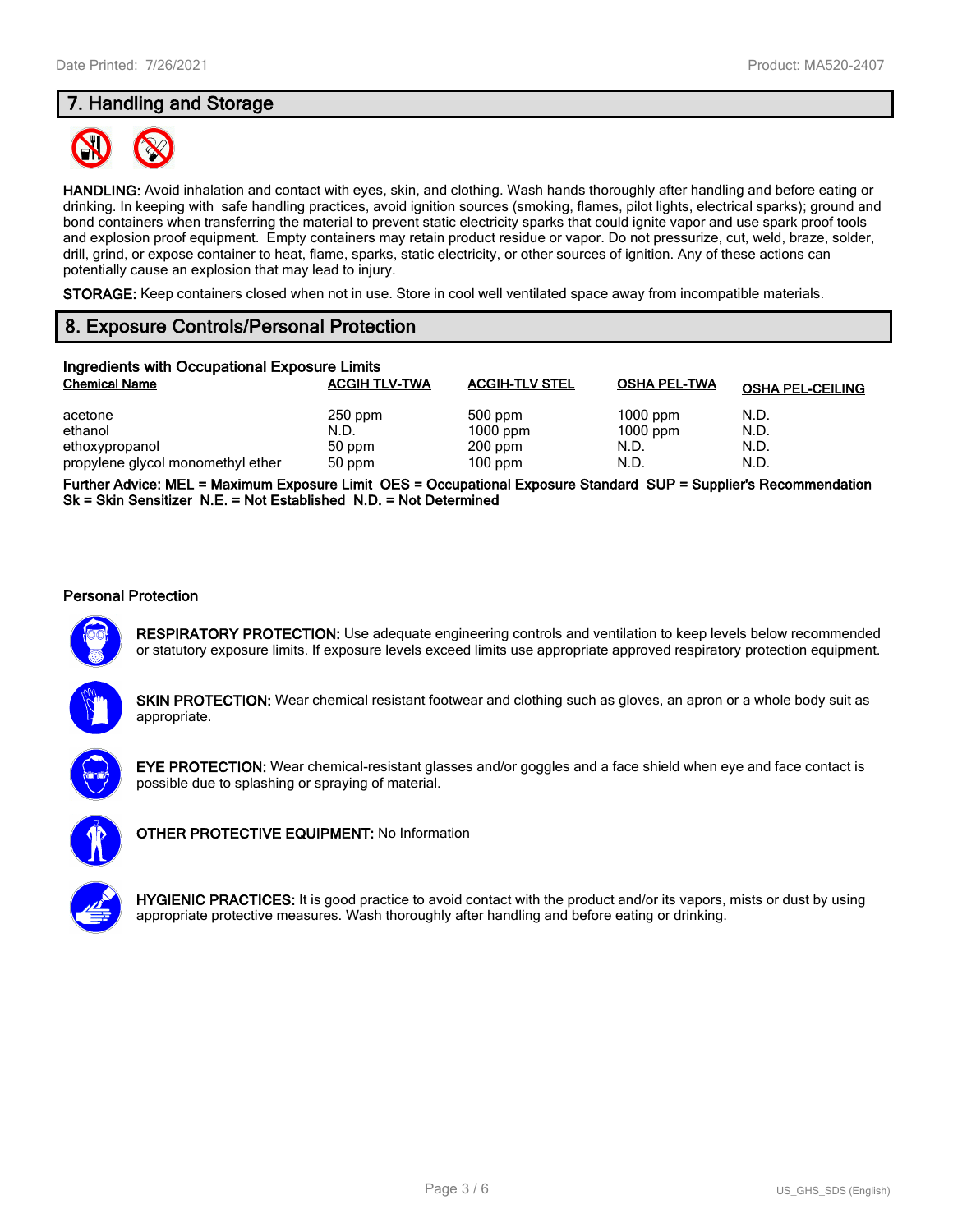## 7. Handling and Storage

**HANDLING:** Avoid inhalation and contact with eyes, skin, and clothing. Wash hands thoroughly after handling and before eating or drinking. In keeping with safe handling practices, avoid ignition sources (smoking, flames, pilot lights, electrical sparks); ground and bond containers when transferring the material to prevent static electricity sparks that could ignite vapor and use spark proof tools and explosion proof equipment. Empty containers may retain product residue or vapor. Do not pressurize, cut, weld, braze, solder, drill, grind, or expose container to heat, flame, sparks, static electricity, or other sources of ignition. Any of these actions can potentially cause an explosion that may lead to injury.

**STORAGE:** Keep containers closed when not in use. Store in cool well ventilated space away from incompatible materials.

## 8. Exposure Controls/Personal Protection

### Ingredients with Occupational Exposure Limits

| Chemical Name | ACGIH TLV-TWA | ACGIH-TLV STEL | OSHA PEL-TWA | OSHA PEL-CEILING |
|---|---|---|---|---|
| acetone | 250 ppm | 500 ppm | 1000 ppm | N.D. |
| ethanol | N.D. | 1000 ppm | 1000 ppm | N.D. |
| ethoxypropanol | 50 ppm | 200 ppm | N.D. | N.D. |
| propylene glycol monomethyl ether | 50 ppm | 100 ppm | N.D. | N.D. |

**Further Advice: MEL = Maximum Exposure Limit OES = Occupational Exposure Standard SUP = Supplier's Recommendation Sk = Skin Sensitizer N.E. = Not Established N.D. = Not Determined**

### Personal Protection

**RESPIRATORY PROTECTION:** Use adequate engineering controls and ventilation to keep levels below recommended or statutory exposure limits. If exposure levels exceed limits use appropriate approved respiratory protection equipment.

**SKIN PROTECTION:** Wear chemical resistant footwear and clothing such as gloves, an apron or a whole body suit as appropriate.

**EYE PROTECTION:** Wear chemical-resistant glasses and/or goggles and a face shield when eye and face contact is possible due to splashing or spraying of material.

**OTHER PROTECTIVE EQUIPMENT:** No Information

**HYGIENIC PRACTICES:** It is good practice to avoid contact with the product and/or its vapors, mists or dust by using appropriate protective measures. Wash thoroughly after handling and before eating or drinking.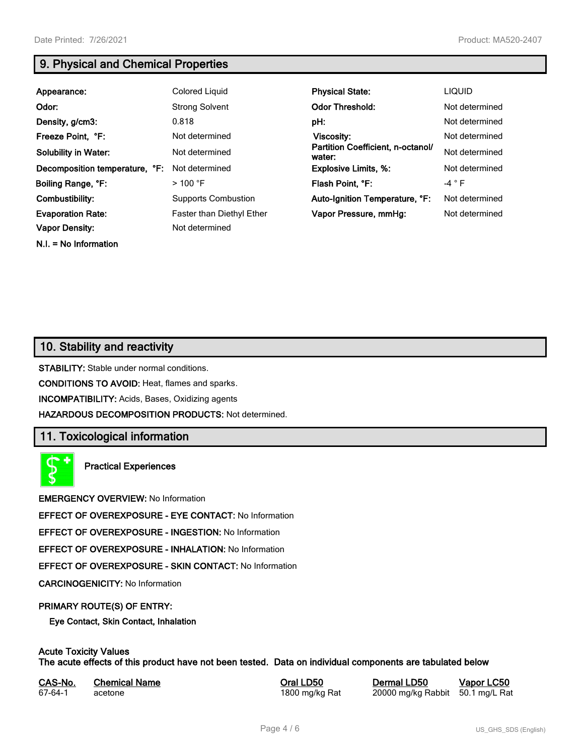## 9. Physical and Chemical Properties

| | | | |
|---|---|---|---|
| **Appearance:** | Colored Liquid | **Physical State:** | LIQUID |
| **Odor:** | Strong Solvent | **Odor Threshold:** | Not determined |
| **Density, g/cm3:** | 0.818 | **pH:** | Not determined |
| **Freeze Point, °F:** | Not determined | **Viscosity:** | Not determined |
| **Solubility in Water:** | Not determined | **Partition Coefficient, n-octanol/ water:** | Not determined |
| **Decomposition temperature, °F:** | Not determined | **Explosive Limits, %:** | Not determined |
| **Boiling Range, °F:** | > 100 °F | **Flash Point, °F:** | -4 ° F |
| **Combustibility:** | Supports Combustion | **Auto-Ignition Temperature, °F:** | Not determined |
| **Evaporation Rate:** | Faster than Diethyl Ether | **Vapor Pressure, mmHg:** | Not determined |
| **Vapor Density:** | Not determined | | |

**N.I. = No Information**

## 10. Stability and reactivity

**STABILITY:** Stable under normal conditions.

**CONDITIONS TO AVOID:** Heat, flames and sparks.

**INCOMPATIBILITY:** Acids, Bases, Oxidizing agents

**HAZARDOUS DECOMPOSITION PRODUCTS:** Not determined.

## 11. Toxicological information

**Practical Experiences**

**EMERGENCY OVERVIEW:** No Information

**EFFECT OF OVEREXPOSURE - EYE CONTACT:** No Information

**EFFECT OF OVEREXPOSURE - INGESTION:** No Information

**EFFECT OF OVEREXPOSURE - INHALATION:** No Information

**EFFECT OF OVEREXPOSURE - SKIN CONTACT:** No Information

**CARCINOGENICITY:** No Information

**PRIMARY ROUTE(S) OF ENTRY:**

**Eye Contact, Skin Contact, Inhalation**

**Acute Toxicity Values**
**The acute effects of this product have not been tested. Data on individual components are tabulated below**

| CAS-No. | Chemical Name | Oral LD50 | Dermal LD50 | Vapor LC50 |
|---|---|---|---|---|
| 67-64-1 | acetone | 1800 mg/kg Rat | 20000 mg/kg Rabbit | 50.1 mg/L Rat |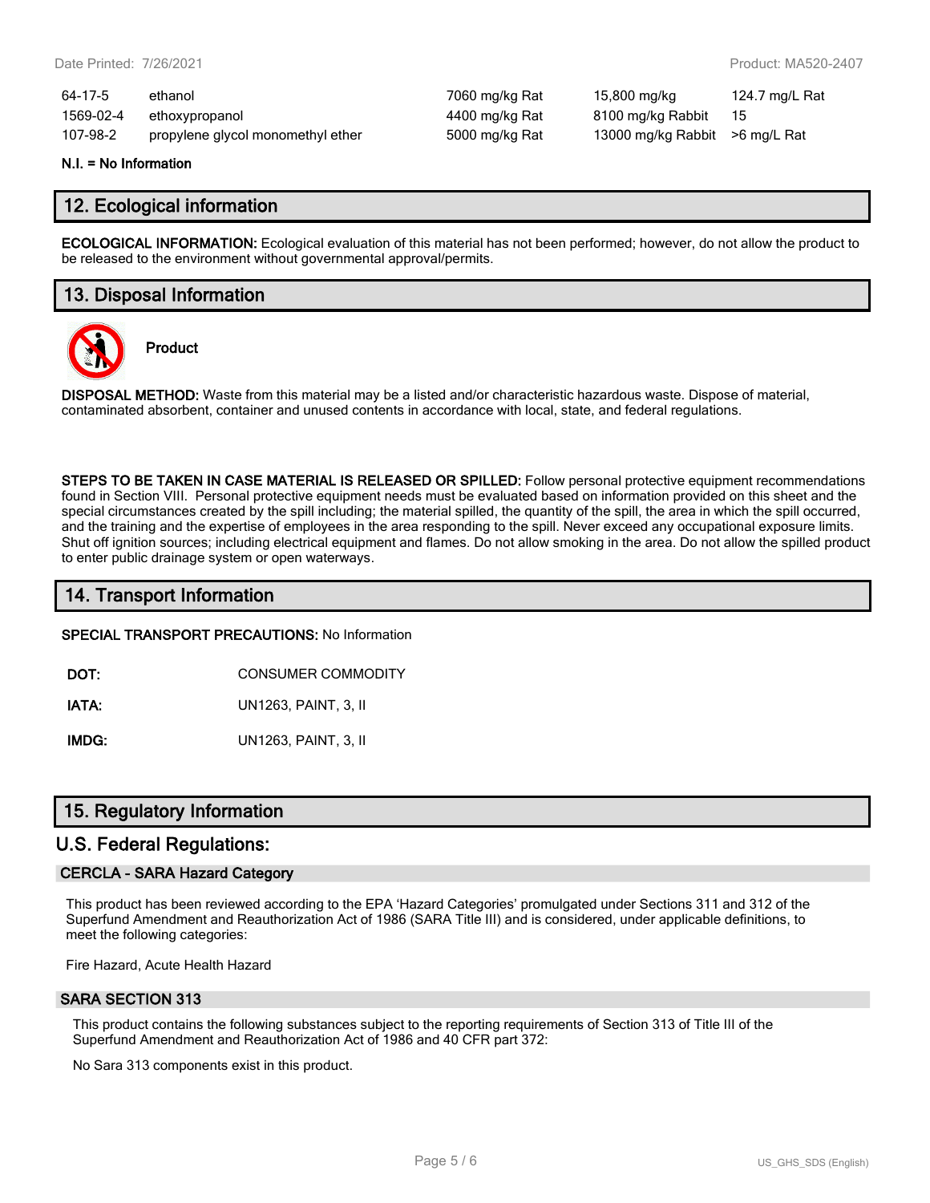| | | | | |
|---|---|---|---|---|
| 64-17-5 | ethanol | 7060 mg/kg Rat | 15,800 mg/kg | 124.7 mg/L Rat |
| 1569-02-4 | ethoxypropanol | 4400 mg/kg Rat | 8100 mg/kg Rabbit | 15 |
| 107-98-2 | propylene glycol monomethyl ether | 5000 mg/kg Rat | 13000 mg/kg Rabbit | >6 mg/L Rat |

**N.I. = No Information**

## 12. Ecological information

**ECOLOGICAL INFORMATION:** Ecological evaluation of this material has not been performed; however, do not allow the product to be released to the environment without governmental approval/permits.

## 13. Disposal Information

**Product**

**DISPOSAL METHOD:** Waste from this material may be a listed and/or characteristic hazardous waste. Dispose of material, contaminated absorbent, container and unused contents in accordance with local, state, and federal regulations.

**STEPS TO BE TAKEN IN CASE MATERIAL IS RELEASED OR SPILLED:** Follow personal protective equipment recommendations found in Section VIII. Personal protective equipment needs must be evaluated based on information provided on this sheet and the special circumstances created by the spill including; the material spilled, the quantity of the spill, the area in which the spill occurred, and the training and the expertise of employees in the area responding to the spill. Never exceed any occupational exposure limits. Shut off ignition sources; including electrical equipment and flames. Do not allow smoking in the area. Do not allow the spilled product to enter public drainage system or open waterways.

## 14. Transport Information

**SPECIAL TRANSPORT PRECAUTIONS:** No Information

| | |
|---|---|
| **DOT:** | CONSUMER COMMODITY |
| **IATA:** | UN1263, PAINT, 3, II |
| **IMDG:** | UN1263, PAINT, 3, II |

## 15. Regulatory Information

## U.S. Federal Regulations:

### CERCLA - SARA Hazard Category

This product has been reviewed according to the EPA 'Hazard Categories' promulgated under Sections 311 and 312 of the Superfund Amendment and Reauthorization Act of 1986 (SARA Title III) and is considered, under applicable definitions, to meet the following categories:

Fire Hazard, Acute Health Hazard

### SARA SECTION 313

This product contains the following substances subject to the reporting requirements of Section 313 of Title III of the Superfund Amendment and Reauthorization Act of 1986 and 40 CFR part 372:

No Sara 313 components exist in this product.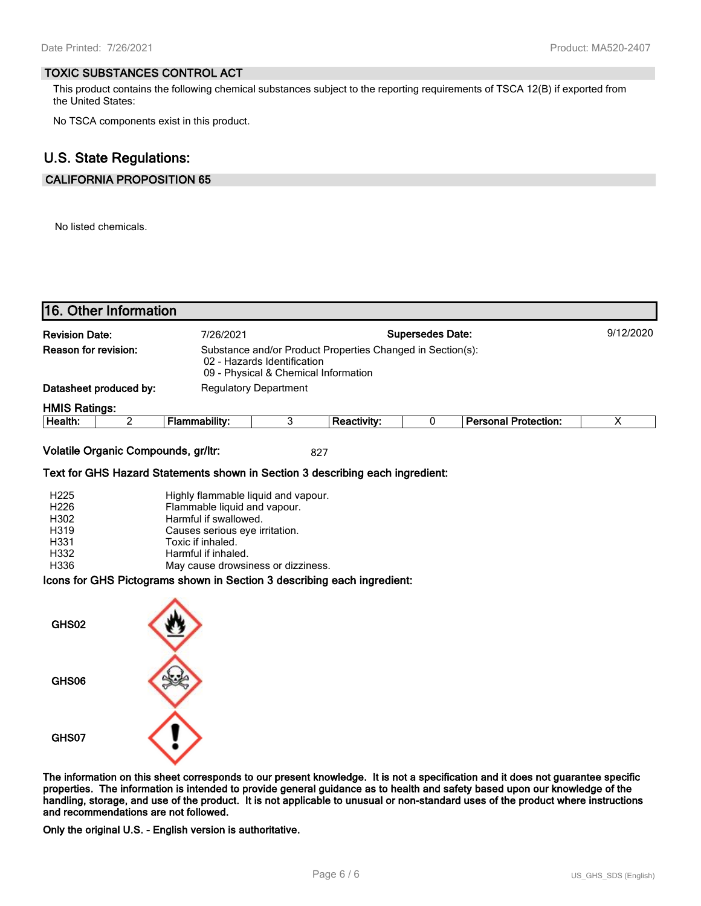## TOXIC SUBSTANCES CONTROL ACT

This product contains the following chemical substances subject to the reporting requirements of TSCA 12(B) if exported from the United States:

No TSCA components exist in this product.

## U.S. State Regulations:

### CALIFORNIA PROPOSITION 65

No listed chemicals.

# 16. Other Information

**Revision Date:** 7/26/2021 **Supersedes Date:** 9/12/2020

**Reason for revision:** Substance and/or Product Properties Changed in Section(s):
02 - Hazards Identification
09 - Physical & Chemical Information

**Datasheet produced by:** Regulatory Department

**HMIS Ratings:**

| | | | | | | | |
|---|---|---|---|---|---|---|---|
| **Health:** | 2 | **Flammability:** | 3 | **Reactivity:** | 0 | **Personal Protection:** | X |

**Volatile Organic Compounds, gr/ltr:** 827

**Text for GHS Hazard Statements shown in Section 3 describing each ingredient:**

| | |
|---|---|
| H225 | Highly flammable liquid and vapour. |
| H226 | Flammable liquid and vapour. |
| H302 | Harmful if swallowed. |
| H319 | Causes serious eye irritation. |
| H331 | Toxic if inhaled. |
| H332 | Harmful if inhaled. |
| H336 | May cause drowsiness or dizziness. |

**Icons for GHS Pictograms shown in Section 3 describing each ingredient:**

GHS02

GHS06

GHS07

**The information on this sheet corresponds to our present knowledge. It is not a specification and it does not guarantee specific properties. The information is intended to provide general guidance as to health and safety based upon our knowledge of the handling, storage, and use of the product. It is not applicable to unusual or non-standard uses of the product where instructions and recommendations are not followed.**

**Only the original U.S. - English version is authoritative.**